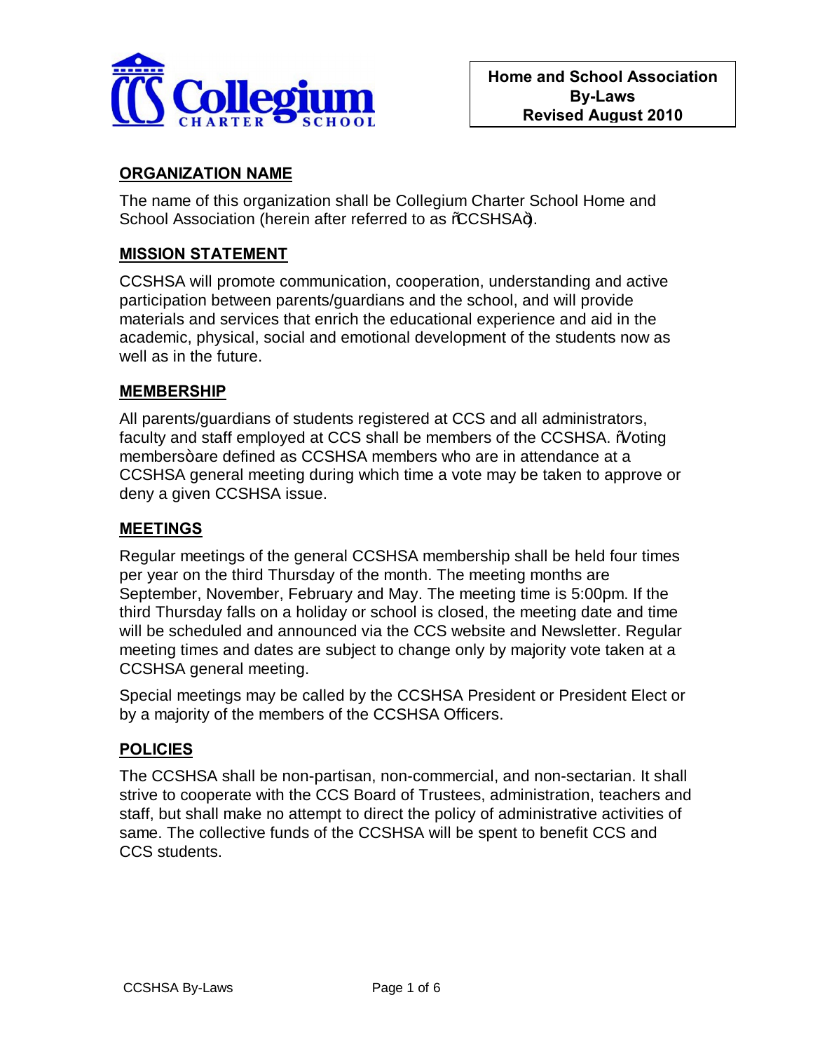**Home and School Association By-Laws Revised August 2010**

## ORGANIZATION NAME

The name of this organization shall be Collegium Charter School Home and School Association (herein after referred to as "CCSHSA").

## MISSION STATEMENT

CCSHSA will promote communication, cooperation, understanding and active participation between parents/guardians and the school, and will provide materials and services that enrich the educational experience and aid in the academic, physical, social and emotional development of the students now as well as in the future.

## MEMBERSHIP

All parents/guardians of students registered at CCS and all administrators, faculty and staff employed at CCS shall be members of the CCSHSA. "Voting members" are defined as CCSHSA members who are in attendance at a CCSHSA general meeting during which time a vote may be taken to approve or deny a given CCSHSA issue.

## MEETINGS

Regular meetings of the general CCSHSA membership shall be held four times per year on the third Thursday of the month. The meeting months are September, November, February and May. The meeting time is 5:00pm. If the third Thursday falls on a holiday or school is closed, the meeting date and time will be scheduled and announced via the CCS website and Newsletter. Regular meeting times and dates are subject to change only by majority vote taken at a CCSHSA general meeting.

Special meetings may be called by the CCSHSA President or President Elect or by a majority of the members of the CCSHSA Officers.

## POLICIES

The CCSHSA shall be non-partisan, non-commercial, and non-sectarian. It shall strive to cooperate with the CCS Board of Trustees, administration, teachers and staff, but shall make no attempt to direct the policy of administrative activities of same. The collective funds of the CCSHSA will be spent to benefit CCS and CCS students.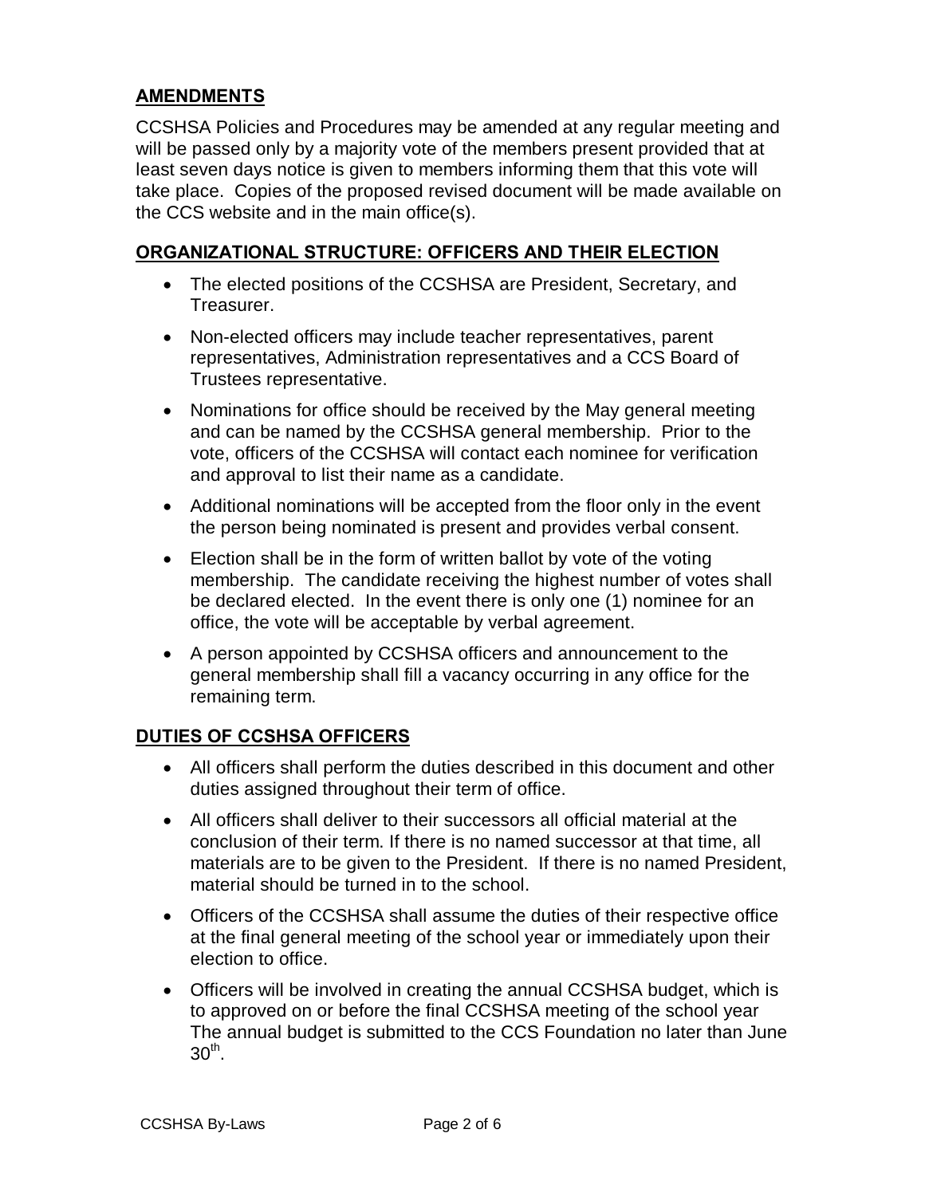## AMENDMENTS

CCSHSA Policies and Procedures may be amended at any regular meeting and will be passed only by a majority vote of the members present provided that at least seven days notice is given to members informing them that this vote will take place. Copies of the proposed revised document will be made available on the CCS website and in the main office(s).

## ORGANIZATIONAL STRUCTURE: OFFICERS AND THEIR ELECTION

- The elected positions of the CCSHSA are President, Secretary, and Treasurer.
- Non-elected officers may include teacher representatives, parent representatives, Administration representatives and a CCS Board of Trustees representative.
- Nominations for office should be received by the May general meeting and can be named by the CCSHSA general membership. Prior to the vote, officers of the CCSHSA will contact each nominee for verification and approval to list their name as a candidate.
- Additional nominations will be accepted from the floor only in the event the person being nominated is present and provides verbal consent.
- Election shall be in the form of written ballot by vote of the voting membership. The candidate receiving the highest number of votes shall be declared elected. In the event there is only one (1) nominee for an office, the vote will be acceptable by verbal agreement.
- A person appointed by CCSHSA officers and announcement to the general membership shall fill a vacancy occurring in any office for the remaining term.

## DUTIES OF CCSHSA OFFICERS

- All officers shall perform the duties described in this document and other duties assigned throughout their term of office.
- All officers shall deliver to their successors all official material at the conclusion of their term. If there is no named successor at that time, all materials are to be given to the President. If there is no named President, material should be turned in to the school.
- Officers of the CCSHSA shall assume the duties of their respective office at the final general meeting of the school year or immediately upon their election to office.
- Officers will be involved in creating the annual CCSHSA budget, which is to approved on or before the final CCSHSA meeting of the school year The annual budget is submitted to the CCS Foundation no later than June 30th.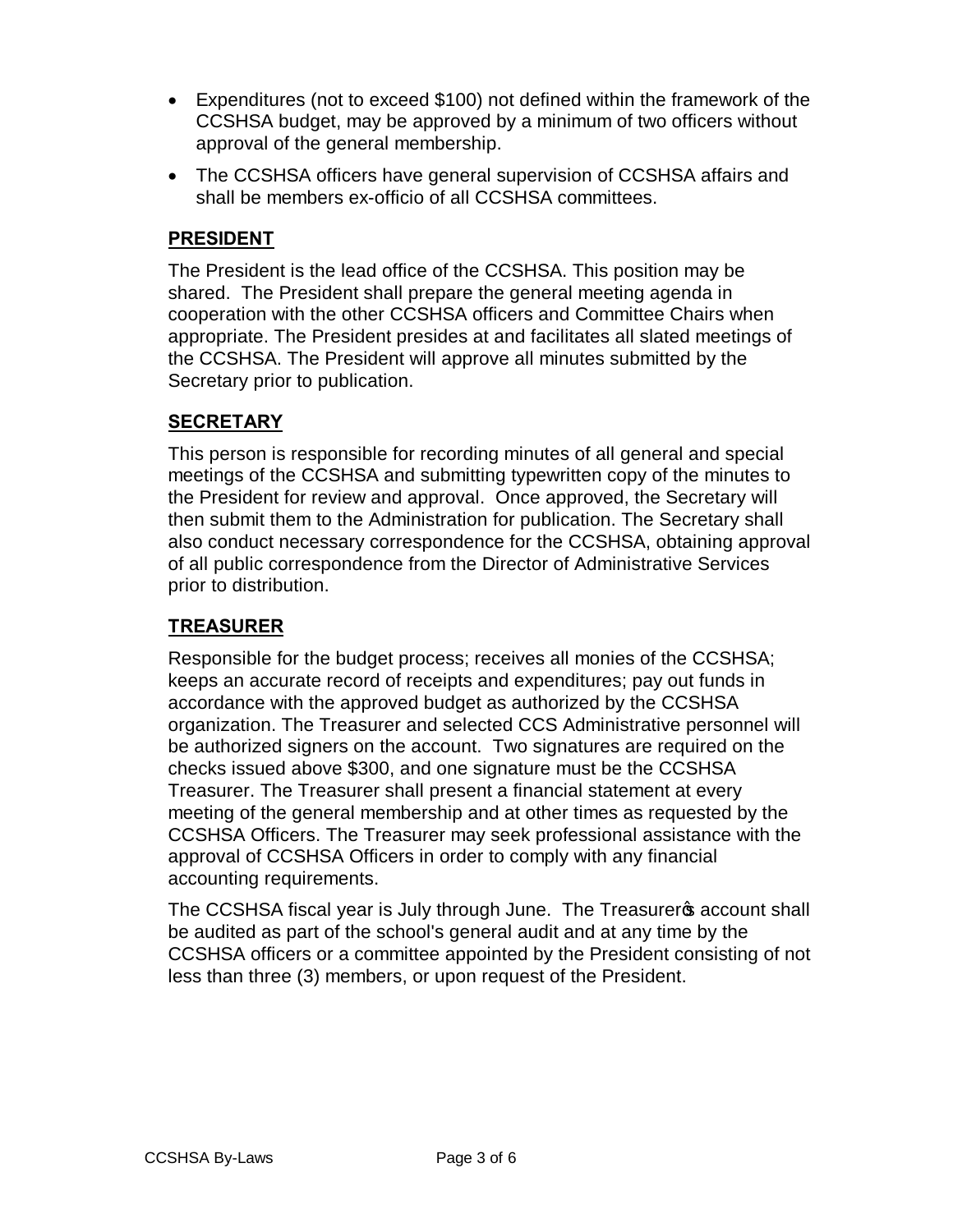- Expenditures (not to exceed $100) not defined within the framework of the CCSHSA budget, may be approved by a minimum of two officers without approval of the general membership.
- The CCSHSA officers have general supervision of CCSHSA affairs and shall be members ex-officio of all CCSHSA committees.

## PRESIDENT

The President is the lead office of the CCSHSA. This position may be shared. The President shall prepare the general meeting agenda in cooperation with the other CCSHSA officers and Committee Chairs when appropriate. The President presides at and facilitates all slated meetings of the CCSHSA. The President will approve all minutes submitted by the Secretary prior to publication.

## SECRETARY

This person is responsible for recording minutes of all general and special meetings of the CCSHSA and submitting typewritten copy of the minutes to the President for review and approval. Once approved, the Secretary will then submit them to the Administration for publication. The Secretary shall also conduct necessary correspondence for the CCSHSA, obtaining approval of all public correspondence from the Director of Administrative Services prior to distribution.

## TREASURER

Responsible for the budget process; receives all monies of the CCSHSA; keeps an accurate record of receipts and expenditures; pay out funds in accordance with the approved budget as authorized by the CCSHSA organization. The Treasurer and selected CCS Administrative personnel will be authorized signers on the account. Two signatures are required on the checks issued above $300, and one signature must be the CCSHSA Treasurer. The Treasurer shall present a financial statement at every meeting of the general membership and at other times as requested by the CCSHSA Officers. The Treasurer may seek professional assistance with the approval of CCSHSA Officers in order to comply with any financial accounting requirements.

The CCSHSA fiscal year is July through June. The Treasurer's account shall be audited as part of the school's general audit and at any time by the CCSHSA officers or a committee appointed by the President consisting of not less than three (3) members, or upon request of the President.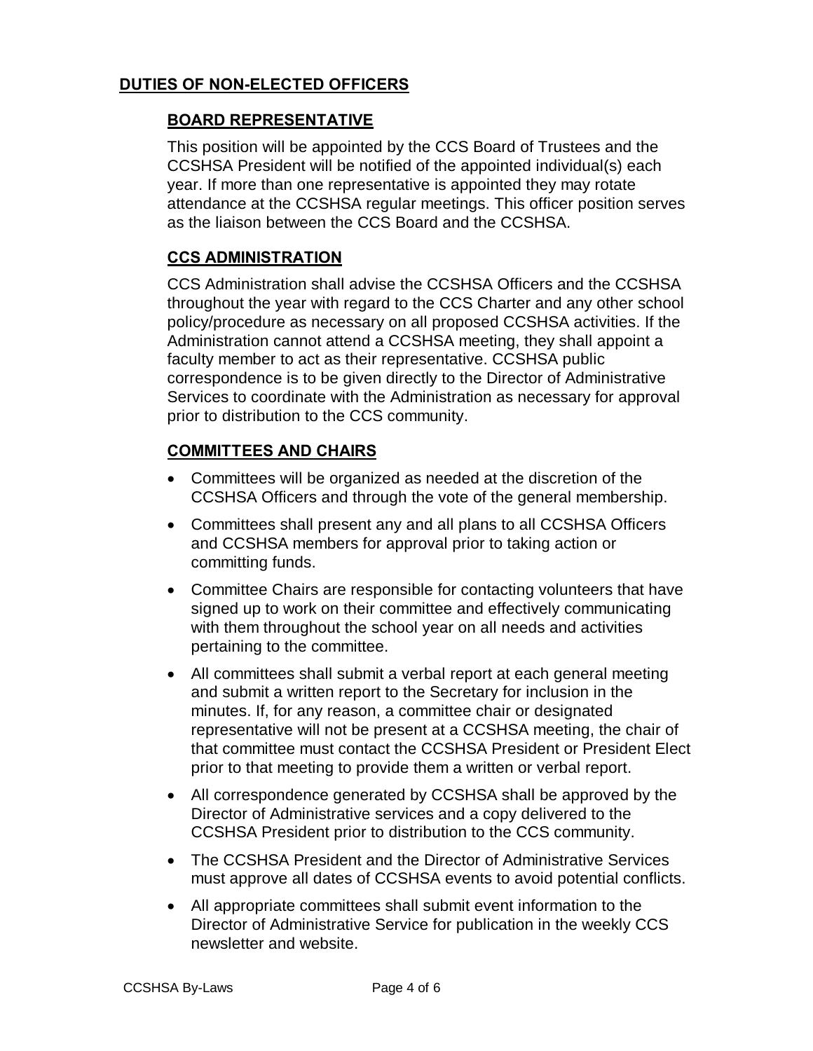## DUTIES OF NON-ELECTED OFFICERS

### BOARD REPRESENTATIVE

This position will be appointed by the CCS Board of Trustees and the CCSHSA President will be notified of the appointed individual(s) each year. If more than one representative is appointed they may rotate attendance at the CCSHSA regular meetings. This officer position serves as the liaison between the CCS Board and the CCSHSA.

### CCS ADMINISTRATION

CCS Administration shall advise the CCSHSA Officers and the CCSHSA throughout the year with regard to the CCS Charter and any other school policy/procedure as necessary on all proposed CCSHSA activities. If the Administration cannot attend a CCSHSA meeting, they shall appoint a faculty member to act as their representative. CCSHSA public correspondence is to be given directly to the Director of Administrative Services to coordinate with the Administration as necessary for approval prior to distribution to the CCS community.

### COMMITTEES AND CHAIRS

- Committees will be organized as needed at the discretion of the CCSHSA Officers and through the vote of the general membership.
- Committees shall present any and all plans to all CCSHSA Officers and CCSHSA members for approval prior to taking action or committing funds.
- Committee Chairs are responsible for contacting volunteers that have signed up to work on their committee and effectively communicating with them throughout the school year on all needs and activities pertaining to the committee.
- All committees shall submit a verbal report at each general meeting and submit a written report to the Secretary for inclusion in the minutes. If, for any reason, a committee chair or designated representative will not be present at a CCSHSA meeting, the chair of that committee must contact the CCSHSA President or President Elect prior to that meeting to provide them a written or verbal report.
- All correspondence generated by CCSHSA shall be approved by the Director of Administrative services and a copy delivered to the CCSHSA President prior to distribution to the CCS community.
- The CCSHSA President and the Director of Administrative Services must approve all dates of CCSHSA events to avoid potential conflicts.
- All appropriate committees shall submit event information to the Director of Administrative Service for publication in the weekly CCS newsletter and website.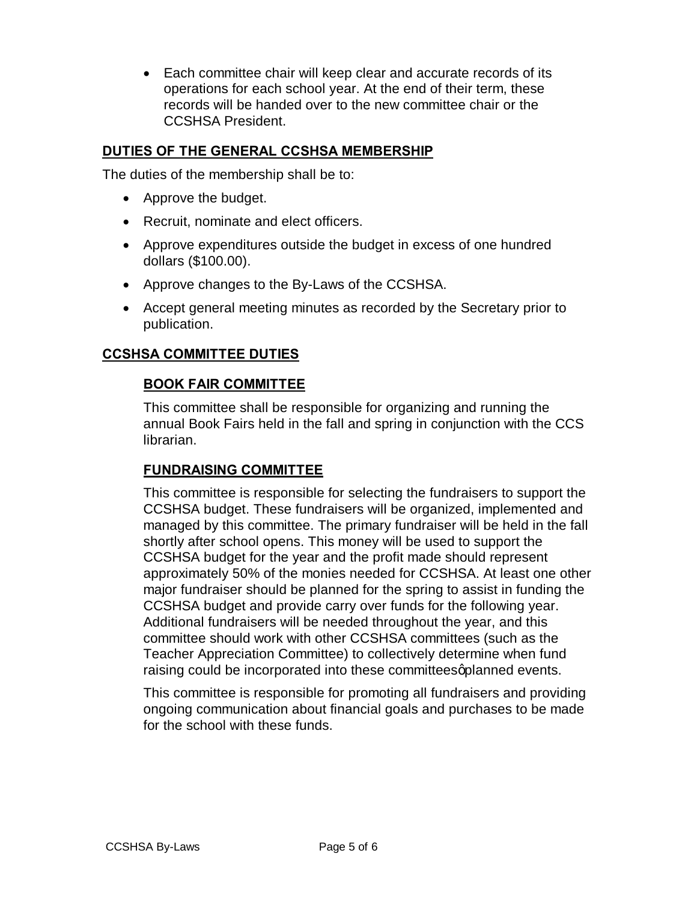- Each committee chair will keep clear and accurate records of its operations for each school year. At the end of their term, these records will be handed over to the new committee chair or the CCSHSA President.

## DUTIES OF THE GENERAL CCSHSA MEMBERSHIP

The duties of the membership shall be to:

- Approve the budget.
- Recruit, nominate and elect officers.
- Approve expenditures outside the budget in excess of one hundred dollars ($100.00).
- Approve changes to the By-Laws of the CCSHSA.
- Accept general meeting minutes as recorded by the Secretary prior to publication.

## CCSHSA COMMITTEE DUTIES

### BOOK FAIR COMMITTEE

This committee shall be responsible for organizing and running the annual Book Fairs held in the fall and spring in conjunction with the CCS librarian.

### FUNDRAISING COMMITTEE

This committee is responsible for selecting the fundraisers to support the CCSHSA budget. These fundraisers will be organized, implemented and managed by this committee. The primary fundraiser will be held in the fall shortly after school opens. This money will be used to support the CCSHSA budget for the year and the profit made should represent approximately 50% of the monies needed for CCSHSA. At least one other major fundraiser should be planned for the spring to assist in funding the CCSHSA budget and provide carry over funds for the following year. Additional fundraisers will be needed throughout the year, and this committee should work with other CCSHSA committees (such as the Teacher Appreciation Committee) to collectively determine when fund raising could be incorporated into these committees' planned events.

This committee is responsible for promoting all fundraisers and providing ongoing communication about financial goals and purchases to be made for the school with these funds.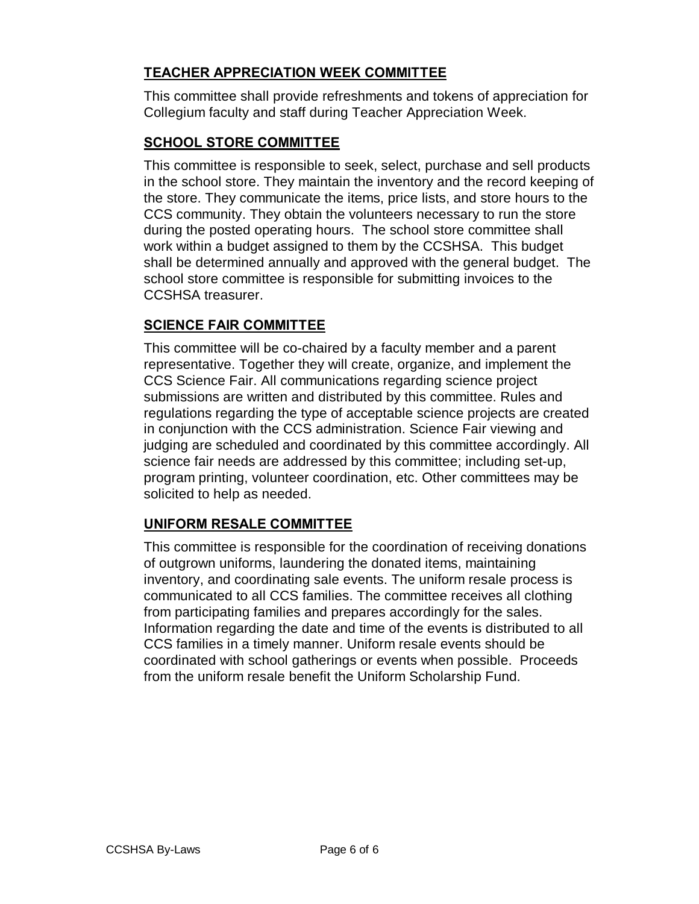**TEACHER APPRECIATION WEEK COMMITTEE**

This committee shall provide refreshments and tokens of appreciation for Collegium faculty and staff during Teacher Appreciation Week.

**SCHOOL STORE COMMITTEE**

This committee is responsible to seek, select, purchase and sell products in the school store. They maintain the inventory and the record keeping of the store. They communicate the items, price lists, and store hours to the CCS community. They obtain the volunteers necessary to run the store during the posted operating hours. The school store committee shall work within a budget assigned to them by the CCSHSA. This budget shall be determined annually and approved with the general budget. The school store committee is responsible for submitting invoices to the CCSHSA treasurer.

**SCIENCE FAIR COMMITTEE**

This committee will be co-chaired by a faculty member and a parent representative. Together they will create, organize, and implement the CCS Science Fair. All communications regarding science project submissions are written and distributed by this committee. Rules and regulations regarding the type of acceptable science projects are created in conjunction with the CCS administration. Science Fair viewing and judging are scheduled and coordinated by this committee accordingly. All science fair needs are addressed by this committee; including set-up, program printing, volunteer coordination, etc. Other committees may be solicited to help as needed.

**UNIFORM RESALE COMMITTEE**

This committee is responsible for the coordination of receiving donations of outgrown uniforms, laundering the donated items, maintaining inventory, and coordinating sale events. The uniform resale process is communicated to all CCS families. The committee receives all clothing from participating families and prepares accordingly for the sales. Information regarding the date and time of the events is distributed to all CCS families in a timely manner. Uniform resale events should be coordinated with school gatherings or events when possible. Proceeds from the uniform resale benefit the Uniform Scholarship Fund.